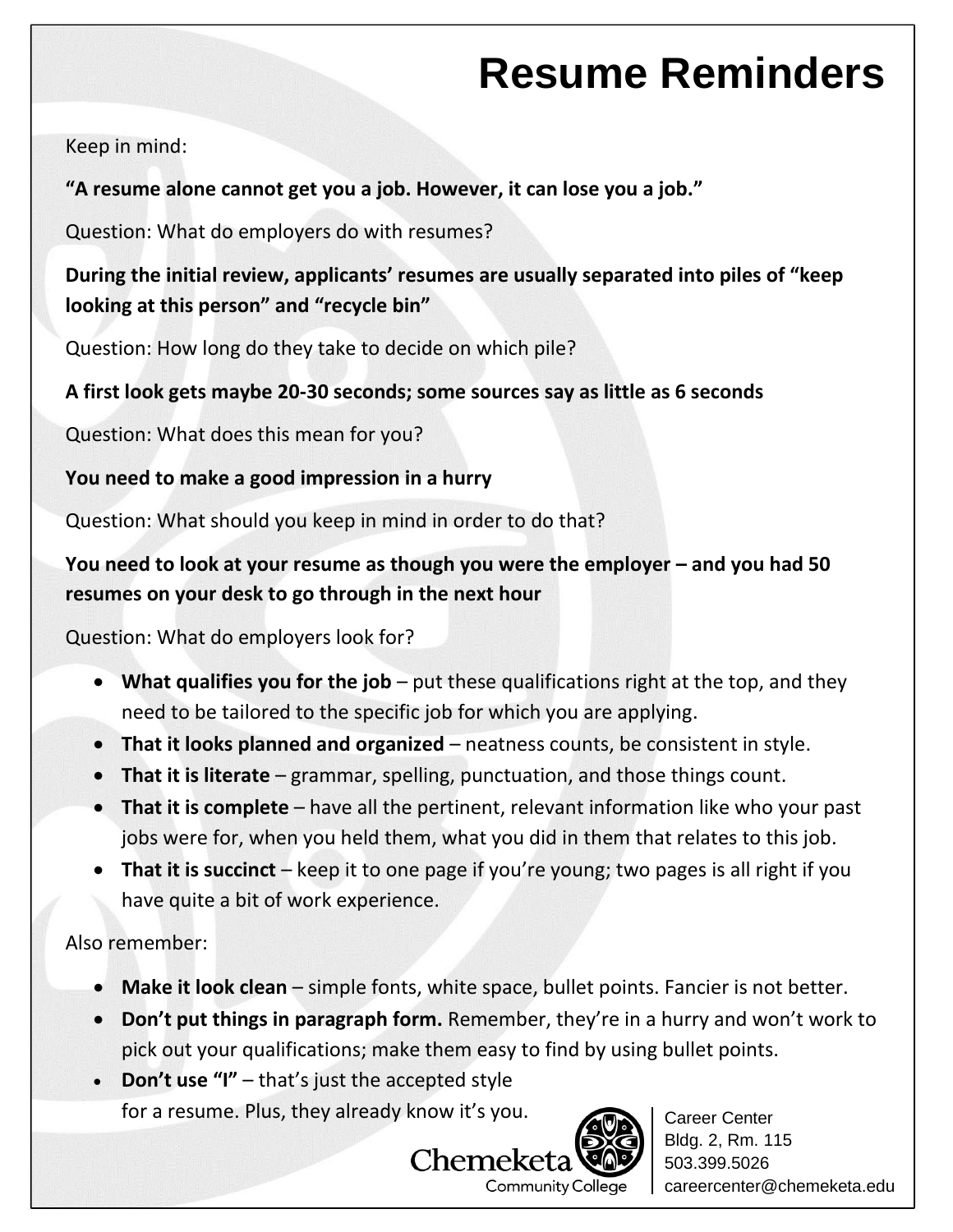# Resume Reminders

Keep in mind:

**"A resume alone cannot get you a job. However, it can lose you a job."**

Question: What do employers do with resumes?

**During the initial review, applicants' resumes are usually separated into piles of "keep looking at this person" and "recycle bin"**

Question: How long do they take to decide on which pile?

**A first look gets maybe 20-30 seconds; some sources say as little as 6 seconds**

Question: What does this mean for you?

**You need to make a good impression in a hurry**

Question: What should you keep in mind in order to do that?

**You need to look at your resume as though you were the employer – and you had 50 resumes on your desk to go through in the next hour**

Question: What do employers look for?

- **What qualifies you for the job** – put these qualifications right at the top, and they need to be tailored to the specific job for which you are applying.
- **That it looks planned and organized** – neatness counts, be consistent in style.
- **That it is literate** – grammar, spelling, punctuation, and those things count.
- **That it is complete** – have all the pertinent, relevant information like who your past jobs were for, when you held them, what you did in them that relates to this job.
- **That it is succinct** – keep it to one page if you're young; two pages is all right if you have quite a bit of work experience.

Also remember:

- **Make it look clean** – simple fonts, white space, bullet points. Fancier is not better.
- **Don't put things in paragraph form.** Remember, they're in a hurry and won't work to pick out your qualifications; make them easy to find by using bullet points.
- **Don't use "I"** – that's just the accepted style for a resume. Plus, they already know it's you.

Chemeketa Community College

Career Center
Bldg. 2, Rm. 115
503.399.5026
careercenter@chemeketa.edu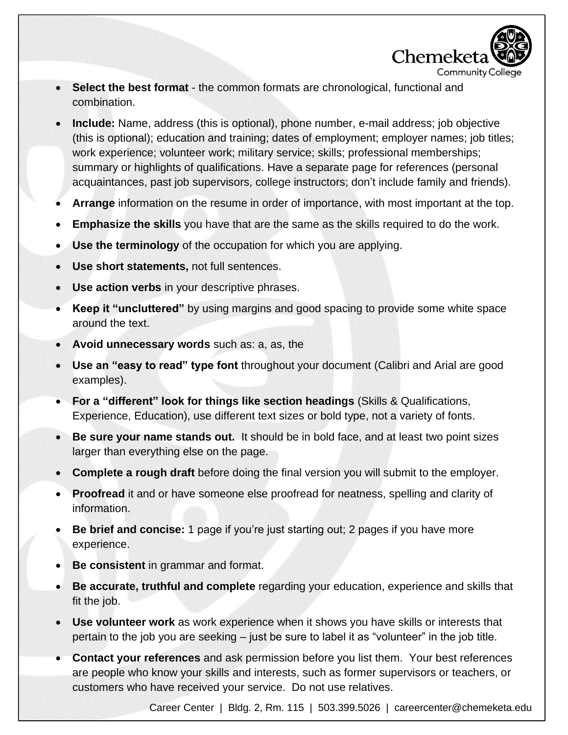- **Select the best format** - the common formats are chronological, functional and combination.
- **Include:** Name, address (this is optional), phone number, e-mail address; job objective (this is optional); education and training; dates of employment; employer names; job titles; work experience; volunteer work; military service; skills; professional memberships; summary or highlights of qualifications. Have a separate page for references (personal acquaintances, past job supervisors, college instructors; don't include family and friends).
- **Arrange** information on the resume in order of importance, with most important at the top.
- **Emphasize the skills** you have that are the same as the skills required to do the work.
- **Use the terminology** of the occupation for which you are applying.
- **Use short statements,** not full sentences.
- **Use action verbs** in your descriptive phrases.
- **Keep it "uncluttered"** by using margins and good spacing to provide some white space around the text.
- **Avoid unnecessary words** such as: a, as, the
- **Use an "easy to read" type font** throughout your document (Calibri and Arial are good examples).
- **For a "different" look for things like section headings** (Skills & Qualifications, Experience, Education), use different text sizes or bold type, not a variety of fonts.
- **Be sure your name stands out.** It should be in bold face, and at least two point sizes larger than everything else on the page.
- **Complete a rough draft** before doing the final version you will submit to the employer.
- **Proofread** it and or have someone else proofread for neatness, spelling and clarity of information.
- **Be brief and concise:** 1 page if you're just starting out; 2 pages if you have more experience.
- **Be consistent** in grammar and format.
- **Be accurate, truthful and complete** regarding your education, experience and skills that fit the job.
- **Use volunteer work** as work experience when it shows you have skills or interests that pertain to the job you are seeking – just be sure to label it as "volunteer" in the job title.
- **Contact your references** and ask permission before you list them. Your best references are people who know your skills and interests, such as former supervisors or teachers, or customers who have received your service. Do not use relatives.

Career Center | Bldg. 2, Rm. 115 | 503.399.5026 | careercenter@chemeketa.edu